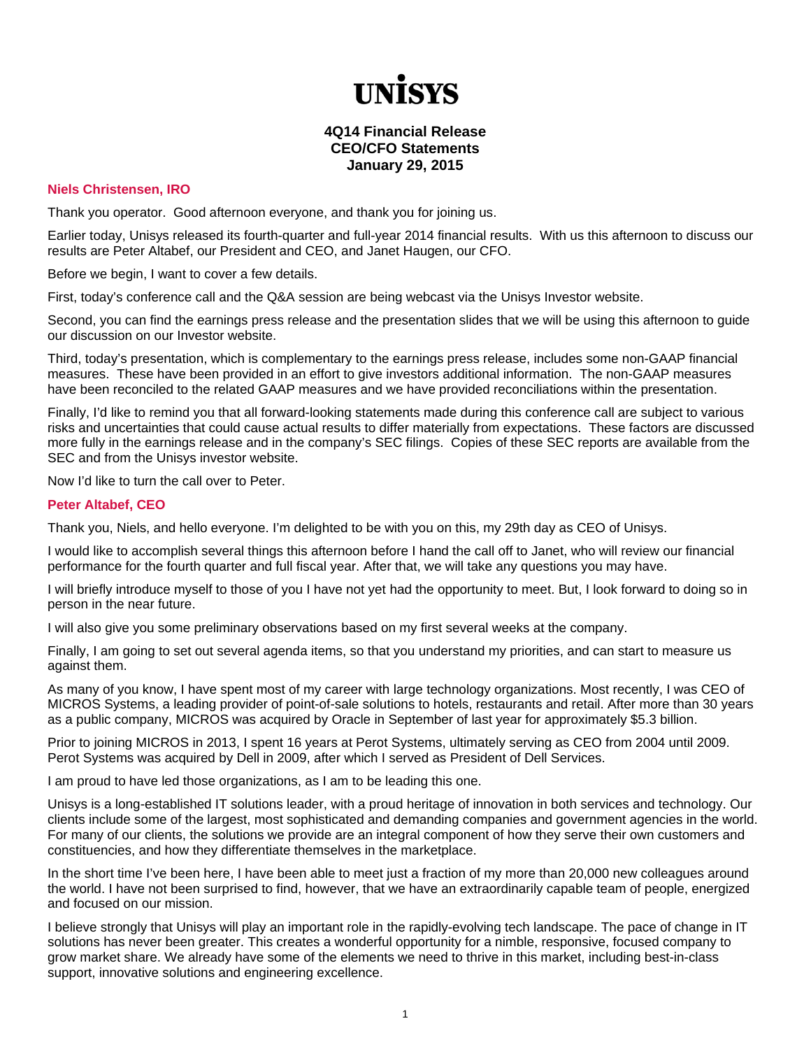# UNISYS

**4Q14 Financial Release**
**CEO/CFO Statements**
**January 29, 2015**

### Niels Christensen, IRO

Thank you operator. Good afternoon everyone, and thank you for joining us.

Earlier today, Unisys released its fourth-quarter and full-year 2014 financial results. With us this afternoon to discuss our results are Peter Altabef, our President and CEO, and Janet Haugen, our CFO.

Before we begin, I want to cover a few details.

First, today's conference call and the Q&A session are being webcast via the Unisys Investor website.

Second, you can find the earnings press release and the presentation slides that we will be using this afternoon to guide our discussion on our Investor website.

Third, today's presentation, which is complementary to the earnings press release, includes some non-GAAP financial measures. These have been provided in an effort to give investors additional information. The non-GAAP measures have been reconciled to the related GAAP measures and we have provided reconciliations within the presentation.

Finally, I'd like to remind you that all forward-looking statements made during this conference call are subject to various risks and uncertainties that could cause actual results to differ materially from expectations. These factors are discussed more fully in the earnings release and in the company's SEC filings. Copies of these SEC reports are available from the SEC and from the Unisys investor website.

Now I'd like to turn the call over to Peter.

### Peter Altabef, CEO

Thank you, Niels, and hello everyone. I'm delighted to be with you on this, my 29th day as CEO of Unisys.

I would like to accomplish several things this afternoon before I hand the call off to Janet, who will review our financial performance for the fourth quarter and full fiscal year. After that, we will take any questions you may have.

I will briefly introduce myself to those of you I have not yet had the opportunity to meet. But, I look forward to doing so in person in the near future.

I will also give you some preliminary observations based on my first several weeks at the company.

Finally, I am going to set out several agenda items, so that you understand my priorities, and can start to measure us against them.

As many of you know, I have spent most of my career with large technology organizations. Most recently, I was CEO of MICROS Systems, a leading provider of point-of-sale solutions to hotels, restaurants and retail. After more than 30 years as a public company, MICROS was acquired by Oracle in September of last year for approximately $5.3 billion.

Prior to joining MICROS in 2013, I spent 16 years at Perot Systems, ultimately serving as CEO from 2004 until 2009. Perot Systems was acquired by Dell in 2009, after which I served as President of Dell Services.

I am proud to have led those organizations, as I am to be leading this one.

Unisys is a long-established IT solutions leader, with a proud heritage of innovation in both services and technology. Our clients include some of the largest, most sophisticated and demanding companies and government agencies in the world. For many of our clients, the solutions we provide are an integral component of how they serve their own customers and constituencies, and how they differentiate themselves in the marketplace.

In the short time I've been here, I have been able to meet just a fraction of my more than 20,000 new colleagues around the world. I have not been surprised to find, however, that we have an extraordinarily capable team of people, energized and focused on our mission.

I believe strongly that Unisys will play an important role in the rapidly-evolving tech landscape. The pace of change in IT solutions has never been greater. This creates a wonderful opportunity for a nimble, responsive, focused company to grow market share. We already have some of the elements we need to thrive in this market, including best-in-class support, innovative solutions and engineering excellence.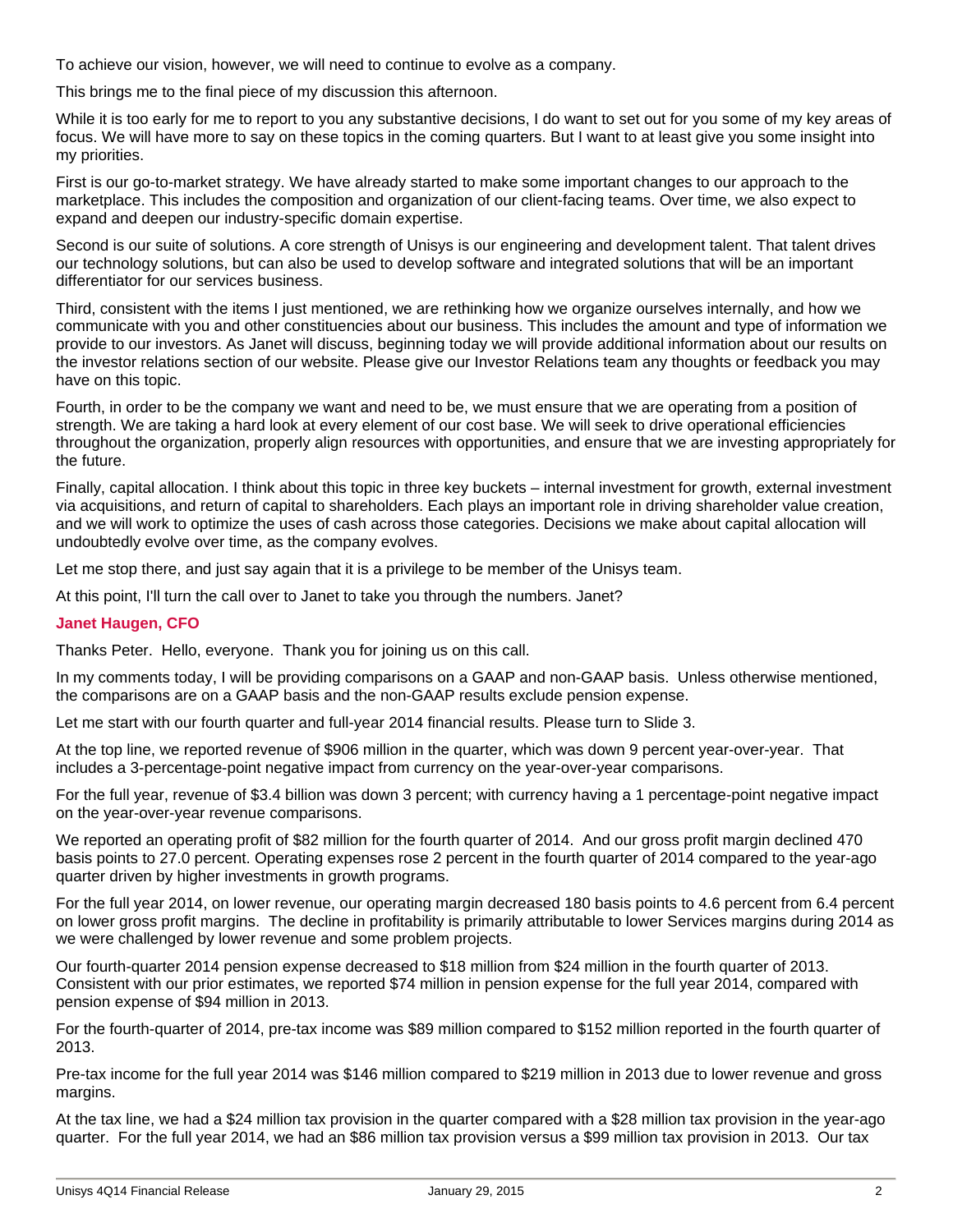To achieve our vision, however, we will need to continue to evolve as a company.

This brings me to the final piece of my discussion this afternoon.

While it is too early for me to report to you any substantive decisions, I do want to set out for you some of my key areas of focus. We will have more to say on these topics in the coming quarters. But I want to at least give you some insight into my priorities.

First is our go-to-market strategy. We have already started to make some important changes to our approach to the marketplace. This includes the composition and organization of our client-facing teams. Over time, we also expect to expand and deepen our industry-specific domain expertise.

Second is our suite of solutions. A core strength of Unisys is our engineering and development talent. That talent drives our technology solutions, but can also be used to develop software and integrated solutions that will be an important differentiator for our services business.

Third, consistent with the items I just mentioned, we are rethinking how we organize ourselves internally, and how we communicate with you and other constituencies about our business. This includes the amount and type of information we provide to our investors. As Janet will discuss, beginning today we will provide additional information about our results on the investor relations section of our website. Please give our Investor Relations team any thoughts or feedback you may have on this topic.

Fourth, in order to be the company we want and need to be, we must ensure that we are operating from a position of strength. We are taking a hard look at every element of our cost base. We will seek to drive operational efficiencies throughout the organization, properly align resources with opportunities, and ensure that we are investing appropriately for the future.

Finally, capital allocation. I think about this topic in three key buckets – internal investment for growth, external investment via acquisitions, and return of capital to shareholders. Each plays an important role in driving shareholder value creation, and we will work to optimize the uses of cash across those categories. Decisions we make about capital allocation will undoubtedly evolve over time, as the company evolves.

Let me stop there, and just say again that it is a privilege to be member of the Unisys team.

At this point, I'll turn the call over to Janet to take you through the numbers. Janet?

**Janet Haugen, CFO**

Thanks Peter. Hello, everyone. Thank you for joining us on this call.

In my comments today, I will be providing comparisons on a GAAP and non-GAAP basis. Unless otherwise mentioned, the comparisons are on a GAAP basis and the non-GAAP results exclude pension expense.

Let me start with our fourth quarter and full-year 2014 financial results. Please turn to Slide 3.

At the top line, we reported revenue of $906 million in the quarter, which was down 9 percent year-over-year. That includes a 3-percentage-point negative impact from currency on the year-over-year comparisons.

For the full year, revenue of $3.4 billion was down 3 percent; with currency having a 1 percentage-point negative impact on the year-over-year revenue comparisons.

We reported an operating profit of $82 million for the fourth quarter of 2014. And our gross profit margin declined 470 basis points to 27.0 percent. Operating expenses rose 2 percent in the fourth quarter of 2014 compared to the year-ago quarter driven by higher investments in growth programs.

For the full year 2014, on lower revenue, our operating margin decreased 180 basis points to 4.6 percent from 6.4 percent on lower gross profit margins. The decline in profitability is primarily attributable to lower Services margins during 2014 as we were challenged by lower revenue and some problem projects.

Our fourth-quarter 2014 pension expense decreased to $18 million from $24 million in the fourth quarter of 2013. Consistent with our prior estimates, we reported $74 million in pension expense for the full year 2014, compared with pension expense of $94 million in 2013.

For the fourth-quarter of 2014, pre-tax income was $89 million compared to $152 million reported in the fourth quarter of 2013.

Pre-tax income for the full year 2014 was $146 million compared to $219 million in 2013 due to lower revenue and gross margins.

At the tax line, we had a $24 million tax provision in the quarter compared with a $28 million tax provision in the year-ago quarter. For the full year 2014, we had an $86 million tax provision versus a $99 million tax provision in 2013. Our tax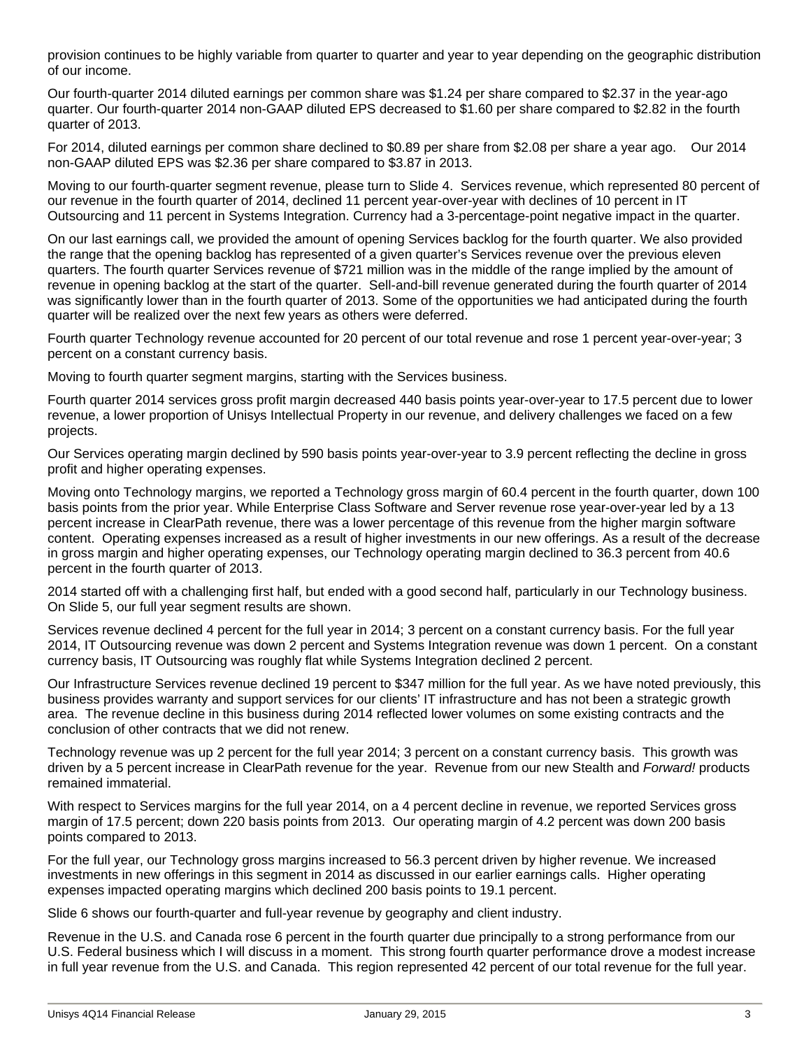provision continues to be highly variable from quarter to quarter and year to year depending on the geographic distribution of our income.

Our fourth-quarter 2014 diluted earnings per common share was $1.24 per share compared to $2.37 in the year-ago quarter. Our fourth-quarter 2014 non-GAAP diluted EPS decreased to $1.60 per share compared to $2.82 in the fourth quarter of 2013.

For 2014, diluted earnings per common share declined to $0.89 per share from $2.08 per share a year ago. Our 2014 non-GAAP diluted EPS was $2.36 per share compared to $3.87 in 2013.

Moving to our fourth-quarter segment revenue, please turn to Slide 4. Services revenue, which represented 80 percent of our revenue in the fourth quarter of 2014, declined 11 percent year-over-year with declines of 10 percent in IT Outsourcing and 11 percent in Systems Integration. Currency had a 3-percentage-point negative impact in the quarter.

On our last earnings call, we provided the amount of opening Services backlog for the fourth quarter. We also provided the range that the opening backlog has represented of a given quarter's Services revenue over the previous eleven quarters. The fourth quarter Services revenue of $721 million was in the middle of the range implied by the amount of revenue in opening backlog at the start of the quarter. Sell-and-bill revenue generated during the fourth quarter of 2014 was significantly lower than in the fourth quarter of 2013. Some of the opportunities we had anticipated during the fourth quarter will be realized over the next few years as others were deferred.

Fourth quarter Technology revenue accounted for 20 percent of our total revenue and rose 1 percent year-over-year; 3 percent on a constant currency basis.

Moving to fourth quarter segment margins, starting with the Services business.

Fourth quarter 2014 services gross profit margin decreased 440 basis points year-over-year to 17.5 percent due to lower revenue, a lower proportion of Unisys Intellectual Property in our revenue, and delivery challenges we faced on a few projects.

Our Services operating margin declined by 590 basis points year-over-year to 3.9 percent reflecting the decline in gross profit and higher operating expenses.

Moving onto Technology margins, we reported a Technology gross margin of 60.4 percent in the fourth quarter, down 100 basis points from the prior year. While Enterprise Class Software and Server revenue rose year-over-year led by a 13 percent increase in ClearPath revenue, there was a lower percentage of this revenue from the higher margin software content. Operating expenses increased as a result of higher investments in our new offerings. As a result of the decrease in gross margin and higher operating expenses, our Technology operating margin declined to 36.3 percent from 40.6 percent in the fourth quarter of 2013.

2014 started off with a challenging first half, but ended with a good second half, particularly in our Technology business. On Slide 5, our full year segment results are shown.

Services revenue declined 4 percent for the full year in 2014; 3 percent on a constant currency basis. For the full year 2014, IT Outsourcing revenue was down 2 percent and Systems Integration revenue was down 1 percent. On a constant currency basis, IT Outsourcing was roughly flat while Systems Integration declined 2 percent.

Our Infrastructure Services revenue declined 19 percent to $347 million for the full year. As we have noted previously, this business provides warranty and support services for our clients' IT infrastructure and has not been a strategic growth area. The revenue decline in this business during 2014 reflected lower volumes on some existing contracts and the conclusion of other contracts that we did not renew.

Technology revenue was up 2 percent for the full year 2014; 3 percent on a constant currency basis. This growth was driven by a 5 percent increase in ClearPath revenue for the year. Revenue from our new Stealth and *Forward!* products remained immaterial.

With respect to Services margins for the full year 2014, on a 4 percent decline in revenue, we reported Services gross margin of 17.5 percent; down 220 basis points from 2013. Our operating margin of 4.2 percent was down 200 basis points compared to 2013.

For the full year, our Technology gross margins increased to 56.3 percent driven by higher revenue. We increased investments in new offerings in this segment in 2014 as discussed in our earlier earnings calls. Higher operating expenses impacted operating margins which declined 200 basis points to 19.1 percent.

Slide 6 shows our fourth-quarter and full-year revenue by geography and client industry.

Revenue in the U.S. and Canada rose 6 percent in the fourth quarter due principally to a strong performance from our U.S. Federal business which I will discuss in a moment. This strong fourth quarter performance drove a modest increase in full year revenue from the U.S. and Canada. This region represented 42 percent of our total revenue for the full year.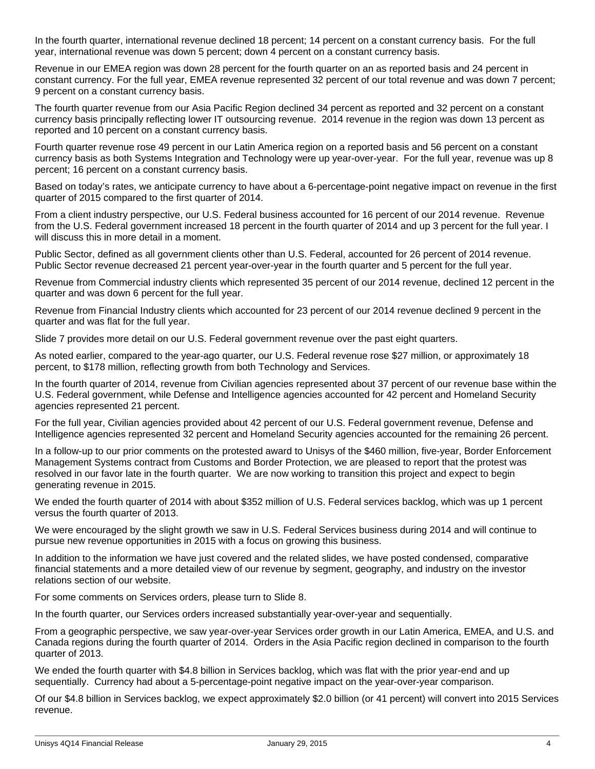In the fourth quarter, international revenue declined 18 percent; 14 percent on a constant currency basis. For the full year, international revenue was down 5 percent; down 4 percent on a constant currency basis.

Revenue in our EMEA region was down 28 percent for the fourth quarter on an as reported basis and 24 percent in constant currency. For the full year, EMEA revenue represented 32 percent of our total revenue and was down 7 percent; 9 percent on a constant currency basis.

The fourth quarter revenue from our Asia Pacific Region declined 34 percent as reported and 32 percent on a constant currency basis principally reflecting lower IT outsourcing revenue. 2014 revenue in the region was down 13 percent as reported and 10 percent on a constant currency basis.

Fourth quarter revenue rose 49 percent in our Latin America region on a reported basis and 56 percent on a constant currency basis as both Systems Integration and Technology were up year-over-year. For the full year, revenue was up 8 percent; 16 percent on a constant currency basis.

Based on today's rates, we anticipate currency to have about a 6-percentage-point negative impact on revenue in the first quarter of 2015 compared to the first quarter of 2014.

From a client industry perspective, our U.S. Federal business accounted for 16 percent of our 2014 revenue. Revenue from the U.S. Federal government increased 18 percent in the fourth quarter of 2014 and up 3 percent for the full year. I will discuss this in more detail in a moment.

Public Sector, defined as all government clients other than U.S. Federal, accounted for 26 percent of 2014 revenue. Public Sector revenue decreased 21 percent year-over-year in the fourth quarter and 5 percent for the full year.

Revenue from Commercial industry clients which represented 35 percent of our 2014 revenue, declined 12 percent in the quarter and was down 6 percent for the full year.

Revenue from Financial Industry clients which accounted for 23 percent of our 2014 revenue declined 9 percent in the quarter and was flat for the full year.

Slide 7 provides more detail on our U.S. Federal government revenue over the past eight quarters.

As noted earlier, compared to the year-ago quarter, our U.S. Federal revenue rose $27 million, or approximately 18 percent, to $178 million, reflecting growth from both Technology and Services.

In the fourth quarter of 2014, revenue from Civilian agencies represented about 37 percent of our revenue base within the U.S. Federal government, while Defense and Intelligence agencies accounted for 42 percent and Homeland Security agencies represented 21 percent.

For the full year, Civilian agencies provided about 42 percent of our U.S. Federal government revenue, Defense and Intelligence agencies represented 32 percent and Homeland Security agencies accounted for the remaining 26 percent.

In a follow-up to our prior comments on the protested award to Unisys of the $460 million, five-year, Border Enforcement Management Systems contract from Customs and Border Protection, we are pleased to report that the protest was resolved in our favor late in the fourth quarter. We are now working to transition this project and expect to begin generating revenue in 2015.

We ended the fourth quarter of 2014 with about $352 million of U.S. Federal services backlog, which was up 1 percent versus the fourth quarter of 2013.

We were encouraged by the slight growth we saw in U.S. Federal Services business during 2014 and will continue to pursue new revenue opportunities in 2015 with a focus on growing this business.

In addition to the information we have just covered and the related slides, we have posted condensed, comparative financial statements and a more detailed view of our revenue by segment, geography, and industry on the investor relations section of our website.

For some comments on Services orders, please turn to Slide 8.

In the fourth quarter, our Services orders increased substantially year-over-year and sequentially.

From a geographic perspective, we saw year-over-year Services order growth in our Latin America, EMEA, and U.S. and Canada regions during the fourth quarter of 2014. Orders in the Asia Pacific region declined in comparison to the fourth quarter of 2013.

We ended the fourth quarter with $4.8 billion in Services backlog, which was flat with the prior year-end and up sequentially. Currency had about a 5-percentage-point negative impact on the year-over-year comparison.

Of our $4.8 billion in Services backlog, we expect approximately $2.0 billion (or 41 percent) will convert into 2015 Services revenue.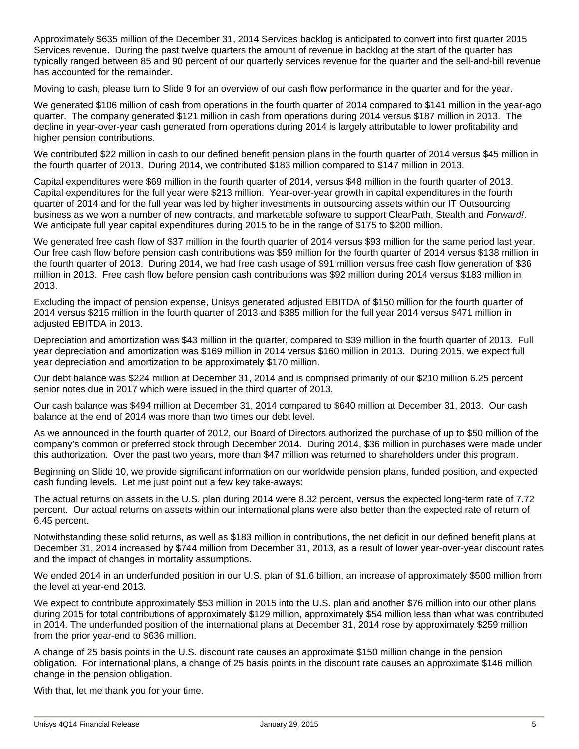Approximately $635 million of the December 31, 2014 Services backlog is anticipated to convert into first quarter 2015 Services revenue. During the past twelve quarters the amount of revenue in backlog at the start of the quarter has typically ranged between 85 and 90 percent of our quarterly services revenue for the quarter and the sell-and-bill revenue has accounted for the remainder.

Moving to cash, please turn to Slide 9 for an overview of our cash flow performance in the quarter and for the year.

We generated $106 million of cash from operations in the fourth quarter of 2014 compared to $141 million in the year-ago quarter. The company generated $121 million in cash from operations during 2014 versus $187 million in 2013. The decline in year-over-year cash generated from operations during 2014 is largely attributable to lower profitability and higher pension contributions.

We contributed $22 million in cash to our defined benefit pension plans in the fourth quarter of 2014 versus $45 million in the fourth quarter of 2013. During 2014, we contributed $183 million compared to $147 million in 2013.

Capital expenditures were $69 million in the fourth quarter of 2014, versus $48 million in the fourth quarter of 2013. Capital expenditures for the full year were $213 million. Year-over-year growth in capital expenditures in the fourth quarter of 2014 and for the full year was led by higher investments in outsourcing assets within our IT Outsourcing business as we won a number of new contracts, and marketable software to support ClearPath, Stealth and *Forward!*. We anticipate full year capital expenditures during 2015 to be in the range of $175 to $200 million.

We generated free cash flow of $37 million in the fourth quarter of 2014 versus $93 million for the same period last year. Our free cash flow before pension cash contributions was $59 million for the fourth quarter of 2014 versus $138 million in the fourth quarter of 2013. During 2014, we had free cash usage of $91 million versus free cash flow generation of $36 million in 2013. Free cash flow before pension cash contributions was $92 million during 2014 versus $183 million in 2013.

Excluding the impact of pension expense, Unisys generated adjusted EBITDA of $150 million for the fourth quarter of 2014 versus $215 million in the fourth quarter of 2013 and $385 million for the full year 2014 versus $471 million in adjusted EBITDA in 2013.

Depreciation and amortization was $43 million in the quarter, compared to $39 million in the fourth quarter of 2013. Full year depreciation and amortization was $169 million in 2014 versus $160 million in 2013. During 2015, we expect full year depreciation and amortization to be approximately $170 million.

Our debt balance was $224 million at December 31, 2014 and is comprised primarily of our $210 million 6.25 percent senior notes due in 2017 which were issued in the third quarter of 2013.

Our cash balance was $494 million at December 31, 2014 compared to $640 million at December 31, 2013. Our cash balance at the end of 2014 was more than two times our debt level.

As we announced in the fourth quarter of 2012, our Board of Directors authorized the purchase of up to $50 million of the company's common or preferred stock through December 2014. During 2014, $36 million in purchases were made under this authorization. Over the past two years, more than $47 million was returned to shareholders under this program.

Beginning on Slide 10, we provide significant information on our worldwide pension plans, funded position, and expected cash funding levels. Let me just point out a few key take-aways:

The actual returns on assets in the U.S. plan during 2014 were 8.32 percent, versus the expected long-term rate of 7.72 percent. Our actual returns on assets within our international plans were also better than the expected rate of return of 6.45 percent.

Notwithstanding these solid returns, as well as $183 million in contributions, the net deficit in our defined benefit plans at December 31, 2014 increased by $744 million from December 31, 2013, as a result of lower year-over-year discount rates and the impact of changes in mortality assumptions.

We ended 2014 in an underfunded position in our U.S. plan of $1.6 billion, an increase of approximately $500 million from the level at year-end 2013.

We expect to contribute approximately $53 million in 2015 into the U.S. plan and another $76 million into our other plans during 2015 for total contributions of approximately $129 million, approximately $54 million less than what was contributed in 2014. The underfunded position of the international plans at December 31, 2014 rose by approximately $259 million from the prior year-end to $636 million.

A change of 25 basis points in the U.S. discount rate causes an approximate $150 million change in the pension obligation. For international plans, a change of 25 basis points in the discount rate causes an approximate $146 million change in the pension obligation.

With that, let me thank you for your time.